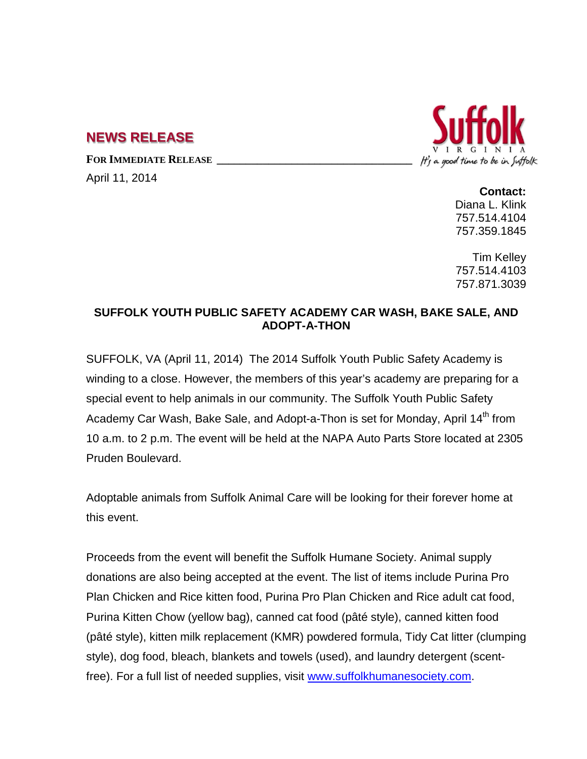## NEWS RELEASE

**FOR IMMEDIATE RELEASE**

April 11, 2014

Suffolk VIRGINIA *It's a good time to be in Suffolk*

**Contact:**
Diana L. Klink
757.514.4104
757.359.1845

Tim Kelley
757.514.4103
757.871.3039

### SUFFOLK YOUTH PUBLIC SAFETY ACADEMY CAR WASH, BAKE SALE, AND ADOPT-A-THON

SUFFOLK, VA (April 11, 2014) The 2014 Suffolk Youth Public Safety Academy is winding to a close. However, the members of this year's academy are preparing for a special event to help animals in our community. The Suffolk Youth Public Safety Academy Car Wash, Bake Sale, and Adopt-a-Thon is set for Monday, April 14th from 10 a.m. to 2 p.m. The event will be held at the NAPA Auto Parts Store located at 2305 Pruden Boulevard.

Adoptable animals from Suffolk Animal Care will be looking for their forever home at this event.

Proceeds from the event will benefit the Suffolk Humane Society. Animal supply donations are also being accepted at the event. The list of items include Purina Pro Plan Chicken and Rice kitten food, Purina Pro Plan Chicken and Rice adult cat food, Purina Kitten Chow (yellow bag), canned cat food (pâté style), canned kitten food (pâté style), kitten milk replacement (KMR) powdered formula, Tidy Cat litter (clumping style), dog food, bleach, blankets and towels (used), and laundry detergent (scent-free). For a full list of needed supplies, visit [www.suffolkhumanesociety.com](http://www.suffolkhumanesociety.com).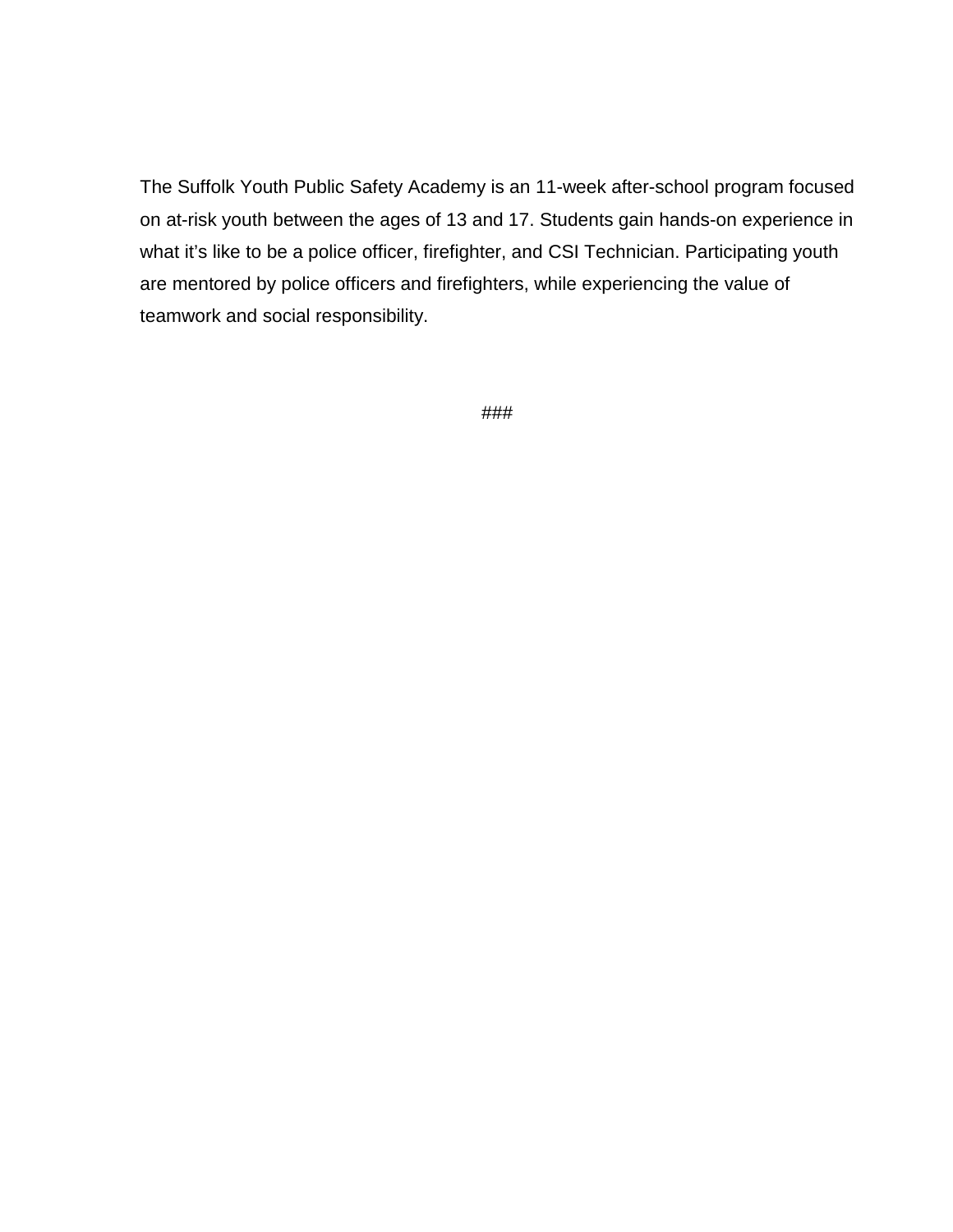The Suffolk Youth Public Safety Academy is an 11-week after-school program focused on at-risk youth between the ages of 13 and 17. Students gain hands-on experience in what it's like to be a police officer, firefighter, and CSI Technician. Participating youth are mentored by police officers and firefighters, while experiencing the value of teamwork and social responsibility.

###